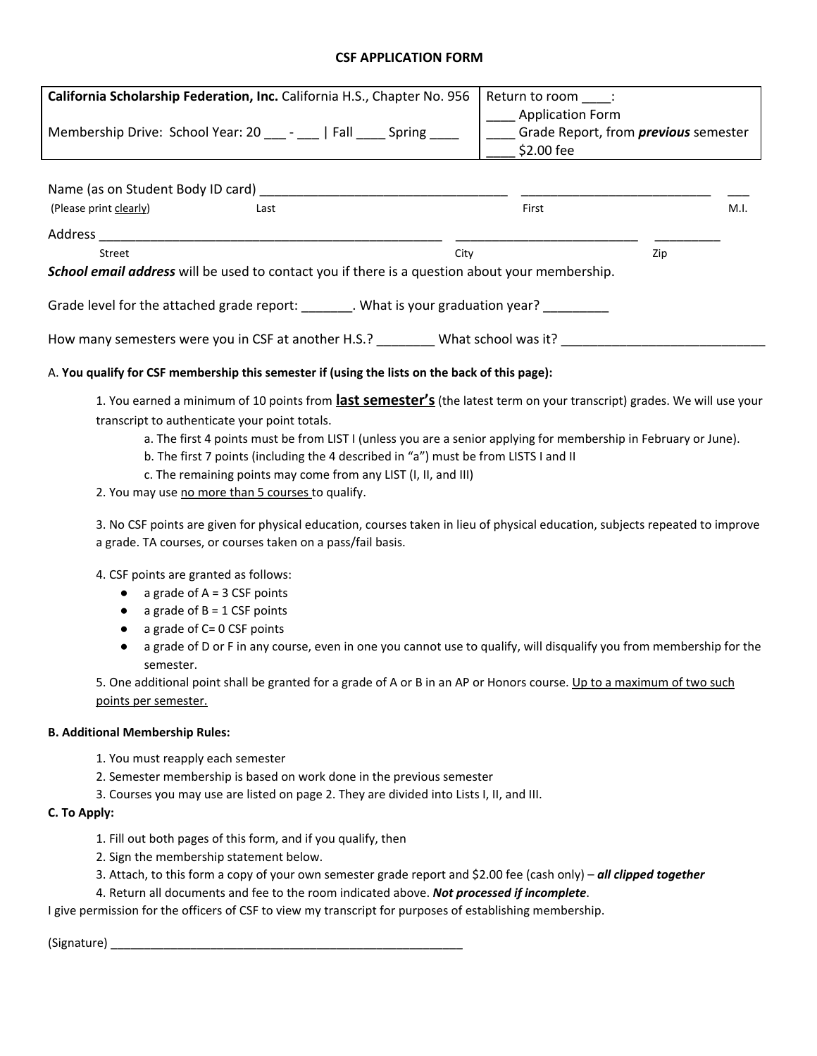# CSF APPLICATION FORM

| **California Scholarship Federation, Inc.** California H.S., Chapter No. 956<br><br>Membership Drive: School Year: 20 ___ - ___ \| Fall ____ Spring ____ | Return to room ____:<br>____ Application Form<br>____ Grade Report, from ***previous*** semester<br>____ $2.00 fee |
|---|---|

Name (as on Student Body ID card) ________________________________ __________________________ ___
(Please print clearly) Last First M.I.

Address _____________________________________________ _________________________ _________
Street City Zip

***School email address*** will be used to contact you if there is a question about your membership.

Grade level for the attached grade report: _______. What is your graduation year? _________

How many semesters were you in CSF at another H.S.? ________ What school was it? ____________________________

A. **You qualify for CSF membership this semester if (using the lists on the back of this page):**

1. You earned a minimum of 10 points from **last semester's** (the latest term on your transcript) grades. We will use your transcript to authenticate your point totals.
   a. The first 4 points must be from LIST I (unless you are a senior applying for membership in February or June).
   b. The first 7 points (including the 4 described in "a") must be from LISTS I and II
   c. The remaining points may come from any LIST (I, II, and III)
2. You may use no more than 5 courses to qualify.

3. No CSF points are given for physical education, courses taken in lieu of physical education, subjects repeated to improve a grade. TA courses, or courses taken on a pass/fail basis.

4. CSF points are granted as follows:
   - a grade of A = 3 CSF points
   - a grade of B = 1 CSF points
   - a grade of C= 0 CSF points
   - a grade of D or F in any course, even in one you cannot use to qualify, will disqualify you from membership for the semester.

5. One additional point shall be granted for a grade of A or B in an AP or Honors course. Up to a maximum of two such points per semester.

**B. Additional Membership Rules:**

1. You must reapply each semester
2. Semester membership is based on work done in the previous semester
3. Courses you may use are listed on page 2. They are divided into Lists I, II, and III.

**C. To Apply:**

1. Fill out both pages of this form, and if you qualify, then
2. Sign the membership statement below.
3. Attach, to this form a copy of your own semester grade report and $2.00 fee (cash only) – ***all clipped together***
4. Return all documents and fee to the room indicated above. ***Not processed if incomplete***.

I give permission for the officers of CSF to view my transcript for purposes of establishing membership.

(Signature) _____________________________________________________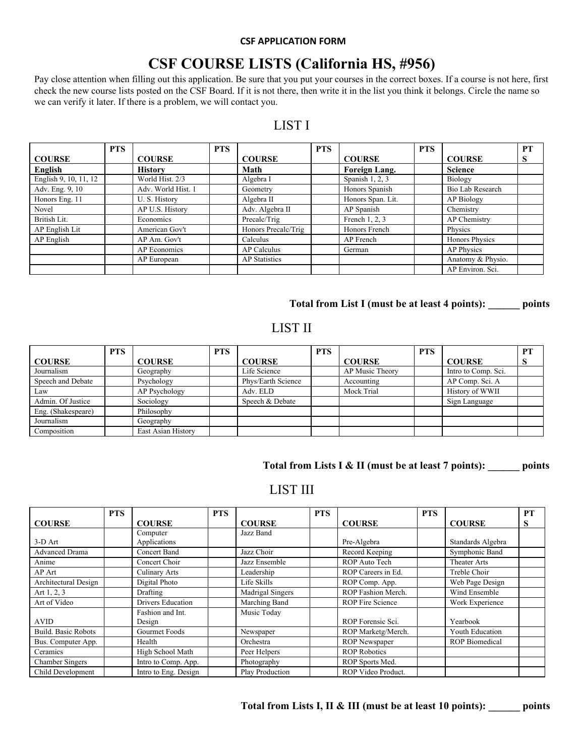**CSF APPLICATION FORM**

# CSF COURSE LISTS (California HS, #956)

Pay close attention when filling out this application. Be sure that you put your courses in the correct boxes. If a course is not here, first check the new course lists posted on the CSF Board. If it is not there, then write it in the list you think it belongs. Circle the name so we can verify it later. If there is a problem, we will contact you.

## LIST I

| COURSE | PTS | COURSE | PTS | COURSE | PTS | COURSE | PTS | COURSE | PTS |
|---|---|---|---|---|---|---|---|---|---|
| **English** | | **History** | | **Math** | | **Foreign Lang.** | | **Science** | |
| English 9, 10, 11, 12 | | World Hist. 2/3 | | Algebra I | | Spanish 1, 2, 3 | | Biology | |
| Adv. Eng. 9, 10 | | Adv. World Hist. 1 | | Geometry | | Honors Spanish | | Bio Lab Research | |
| Honors Eng. 11 | | U. S. History | | Algebra II | | Honors Span. Lit. | | AP Biology | |
| Novel | | AP U.S. History | | Adv. Algebra II | | AP Spanish | | Chemistry | |
| British Lit. | | Economics | | Precalc/Trig | | French 1, 2, 3 | | AP Chemistry | |
| AP English Lit | | American Gov't | | Honors Precalc/Trig | | Honors French | | Physics | |
| AP English | | AP Am. Gov't | | Calculus | | AP French | | Honors Physics | |
| | | AP Economics | | AP Calculus | | German | | AP Physics | |
| | | AP European | | AP Statistics | | | | Anatomy & Physio. | |
| | | | | | | | | AP Environ. Sci. | |

**Total from List I (must be at least 4 points): ______ points**

## LIST II

| COURSE | PTS | COURSE | PTS | COURSE | PTS | COURSE | PTS | COURSE | PTS |
|---|---|---|---|---|---|---|---|---|---|
| Journalism | | Geography | | Life Science | | AP Music Theory | | Intro to Comp. Sci. | |
| Speech and Debate | | Psychology | | Phys/Earth Science | | Accounting | | AP Comp. Sci. A | |
| Law | | AP Psychology | | Adv. ELD | | Mock Trial | | History of WWII | |
| Admin. Of Justice | | Sociology | | Speech & Debate | | | | Sign Language | |
| Eng. (Shakespeare) | | Philosophy | | | | | | | |
| Journalism | | Geography | | | | | | | |
| Composition | | East Asian History | | | | | | | |

**Total from Lists I & II (must be at least 7 points): ______ points**

## LIST III

| COURSE | PTS | COURSE | PTS | COURSE | PTS | COURSE | PTS | COURSE | PTS |
|---|---|---|---|---|---|---|---|---|---|
| 3-D Art | | Computer Applications | | Jazz Band | | Pre-Algebra | | Standards Algebra | |
| Advanced Drama | | Concert Band | | Jazz Choir | | Record Keeping | | Symphonic Band | |
| Anime | | Concert Choir | | Jazz Ensemble | | ROP Auto Tech | | Theater Arts | |
| AP Art | | Culinary Arts | | Leadership | | ROP Careers in Ed. | | Treble Choir | |
| Architectural Design | | Digital Photo | | Life Skills | | ROP Comp. App. | | Web Page Design | |
| Art 1, 2, 3 | | Drafting | | Madrigal Singers | | ROP Fashion Merch. | | Wind Ensemble | |
| Art of Video | | Drivers Education | | Marching Band | | ROP Fire Science | | Work Experience | |
| AVID | | Fashion and Int. Design | | Music Today | | ROP Forensic Sci. | | Yearbook | |
| Build. Basic Robots | | Gourmet Foods | | Newspaper | | ROP Marketg/Merch. | | Youth Education | |
| Bus. Computer App. | | Health | | Orchestra | | ROP Newspaper | | ROP Biomedical | |
| Ceramics | | High School Math | | Peer Helpers | | ROP Robotics | | | |
| Chamber Singers | | Intro to Comp. App. | | Photography | | ROP Sports Med. | | | |
| Child Development | | Intro to Eng. Design | | Play Production | | ROP Video Product. | | | |

**Total from Lists I, II & III (must be at least 10 points): ______ points**